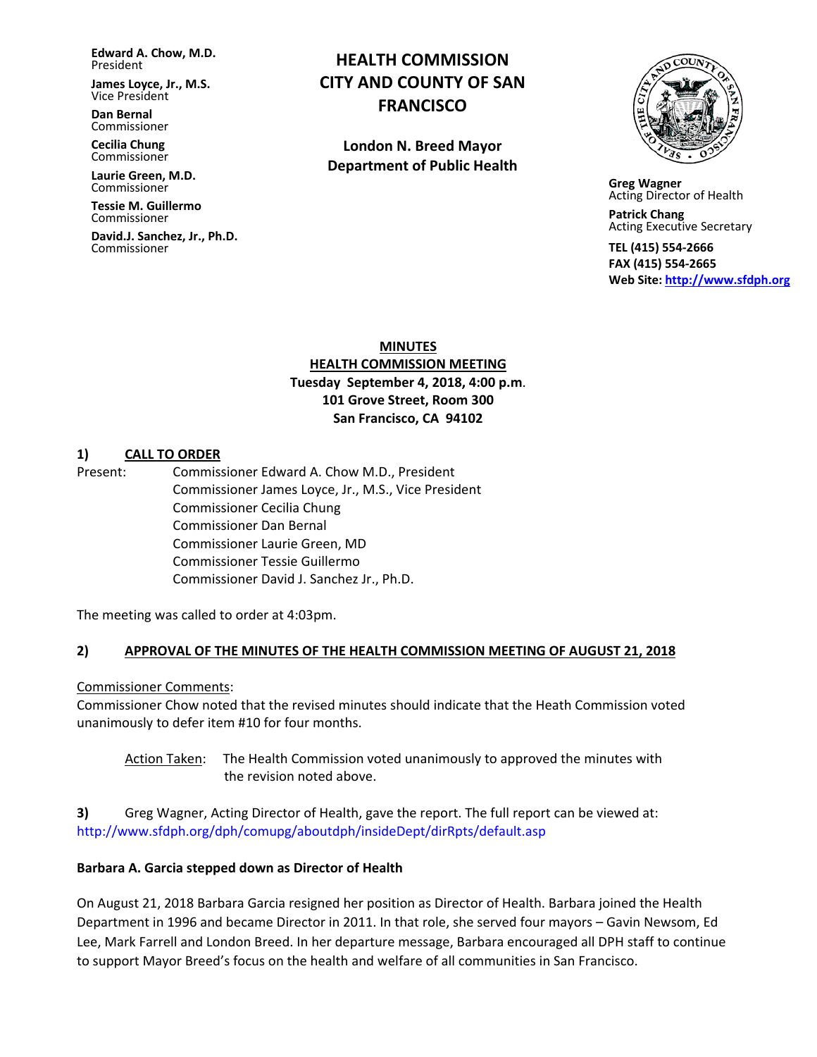**Edward A. Chow, M.D.**
President

**James Loyce, Jr., M.S.**
Vice President

**Dan Bernal**
Commissioner

**Cecilia Chung**
Commissioner

**Laurie Green, M.D.**
Commissioner

**Tessie M. Guillermo**
Commissioner

**David.J. Sanchez, Jr., Ph.D.**
Commissioner

# HEALTH COMMISSION CITY AND COUNTY OF SAN FRANCISCO

**London N. Breed Mayor**
**Department of Public Health**

**Greg Wagner**
Acting Director of Health

**Patrick Chang**
Acting Executive Secretary

**TEL (415) 554-2666**
**FAX (415) 554-2665**
**Web Site: http://www.sfdph.org**

## MINUTES
## HEALTH COMMISSION MEETING
**Tuesday September 4, 2018, 4:00 p.m.**
**101 Grove Street, Room 300**
**San Francisco, CA 94102**

### 1) CALL TO ORDER

Present:
- Commissioner Edward A. Chow M.D., President
- Commissioner James Loyce, Jr., M.S., Vice President
- Commissioner Cecilia Chung
- Commissioner Dan Bernal
- Commissioner Laurie Green, MD
- Commissioner Tessie Guillermo
- Commissioner David J. Sanchez Jr., Ph.D.

The meeting was called to order at 4:03pm.

### 2) APPROVAL OF THE MINUTES OF THE HEALTH COMMISSION MEETING OF AUGUST 21, 2018

Commissioner Comments:
Commissioner Chow noted that the revised minutes should indicate that the Heath Commission voted unanimously to defer item #10 for four months.

> Action Taken: The Health Commission voted unanimously to approved the minutes with the revision noted above.

**3)** Greg Wagner, Acting Director of Health, gave the report. The full report can be viewed at: http://www.sfdph.org/dph/comupg/aboutdph/insideDept/dirRpts/default.asp

**Barbara A. Garcia stepped down as Director of Health**

On August 21, 2018 Barbara Garcia resigned her position as Director of Health. Barbara joined the Health Department in 1996 and became Director in 2011. In that role, she served four mayors – Gavin Newsom, Ed Lee, Mark Farrell and London Breed. In her departure message, Barbara encouraged all DPH staff to continue to support Mayor Breed's focus on the health and welfare of all communities in San Francisco.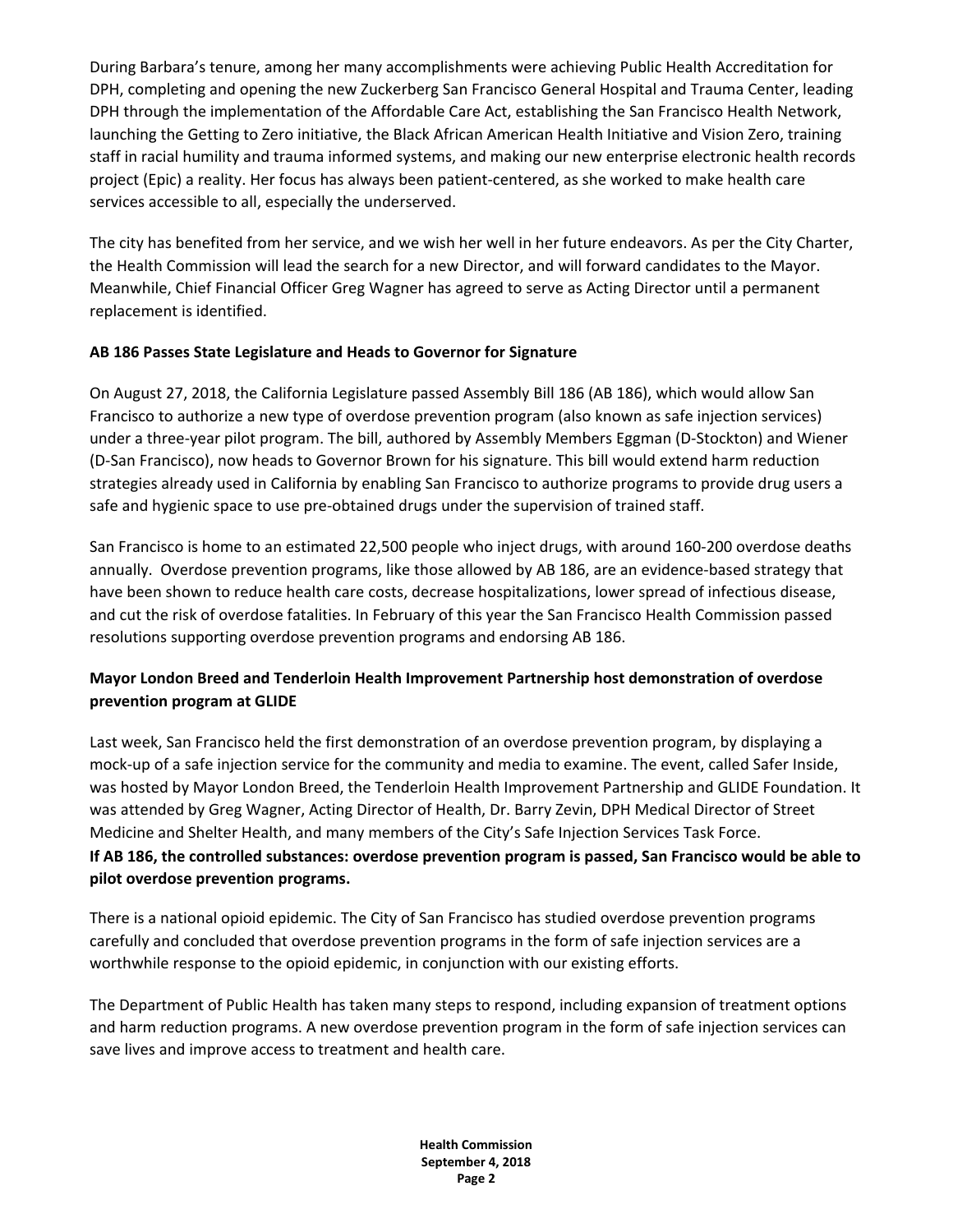During Barbara's tenure, among her many accomplishments were achieving Public Health Accreditation for DPH, completing and opening the new Zuckerberg San Francisco General Hospital and Trauma Center, leading DPH through the implementation of the Affordable Care Act, establishing the San Francisco Health Network, launching the Getting to Zero initiative, the Black African American Health Initiative and Vision Zero, training staff in racial humility and trauma informed systems, and making our new enterprise electronic health records project (Epic) a reality. Her focus has always been patient-centered, as she worked to make health care services accessible to all, especially the underserved.

The city has benefited from her service, and we wish her well in her future endeavors. As per the City Charter, the Health Commission will lead the search for a new Director, and will forward candidates to the Mayor. Meanwhile, Chief Financial Officer Greg Wagner has agreed to serve as Acting Director until a permanent replacement is identified.

**AB 186 Passes State Legislature and Heads to Governor for Signature**

On August 27, 2018, the California Legislature passed Assembly Bill 186 (AB 186), which would allow San Francisco to authorize a new type of overdose prevention program (also known as safe injection services) under a three-year pilot program. The bill, authored by Assembly Members Eggman (D-Stockton) and Wiener (D-San Francisco), now heads to Governor Brown for his signature. This bill would extend harm reduction strategies already used in California by enabling San Francisco to authorize programs to provide drug users a safe and hygienic space to use pre-obtained drugs under the supervision of trained staff.

San Francisco is home to an estimated 22,500 people who inject drugs, with around 160-200 overdose deaths annually. Overdose prevention programs, like those allowed by AB 186, are an evidence-based strategy that have been shown to reduce health care costs, decrease hospitalizations, lower spread of infectious disease, and cut the risk of overdose fatalities. In February of this year the San Francisco Health Commission passed resolutions supporting overdose prevention programs and endorsing AB 186.

**Mayor London Breed and Tenderloin Health Improvement Partnership host demonstration of overdose prevention program at GLIDE**

Last week, San Francisco held the first demonstration of an overdose prevention program, by displaying a mock-up of a safe injection service for the community and media to examine. The event, called Safer Inside, was hosted by Mayor London Breed, the Tenderloin Health Improvement Partnership and GLIDE Foundation. It was attended by Greg Wagner, Acting Director of Health, Dr. Barry Zevin, DPH Medical Director of Street Medicine and Shelter Health, and many members of the City's Safe Injection Services Task Force.

**If AB 186, the controlled substances: overdose prevention program is passed, San Francisco would be able to pilot overdose prevention programs.**

There is a national opioid epidemic. The City of San Francisco has studied overdose prevention programs carefully and concluded that overdose prevention programs in the form of safe injection services are a worthwhile response to the opioid epidemic, in conjunction with our existing efforts.

The Department of Public Health has taken many steps to respond, including expansion of treatment options and harm reduction programs. A new overdose prevention program in the form of safe injection services can save lives and improve access to treatment and health care.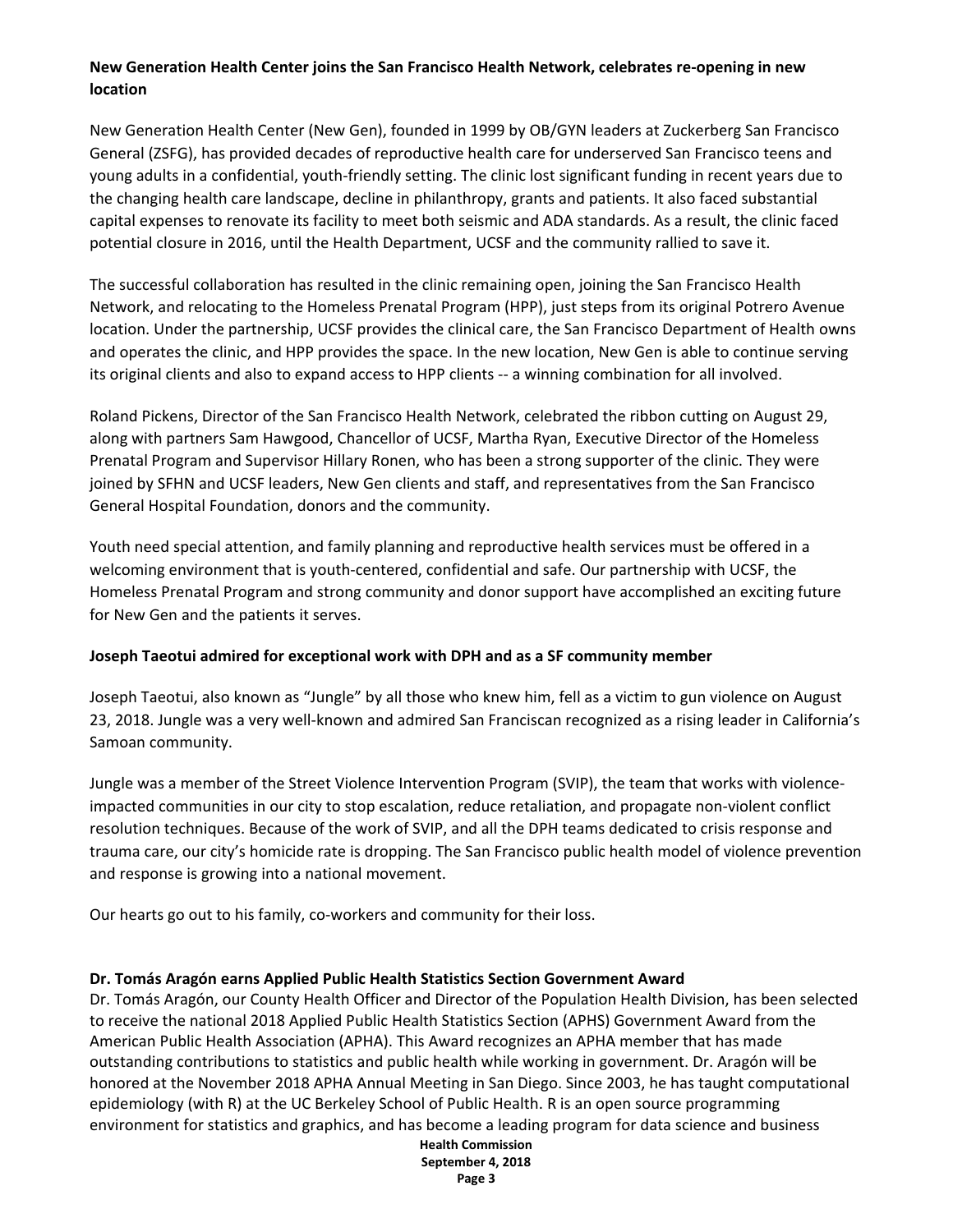**New Generation Health Center joins the San Francisco Health Network, celebrates re-opening in new location**

New Generation Health Center (New Gen), founded in 1999 by OB/GYN leaders at Zuckerberg San Francisco General (ZSFG), has provided decades of reproductive health care for underserved San Francisco teens and young adults in a confidential, youth-friendly setting. The clinic lost significant funding in recent years due to the changing health care landscape, decline in philanthropy, grants and patients. It also faced substantial capital expenses to renovate its facility to meet both seismic and ADA standards. As a result, the clinic faced potential closure in 2016, until the Health Department, UCSF and the community rallied to save it.

The successful collaboration has resulted in the clinic remaining open, joining the San Francisco Health Network, and relocating to the Homeless Prenatal Program (HPP), just steps from its original Potrero Avenue location. Under the partnership, UCSF provides the clinical care, the San Francisco Department of Health owns and operates the clinic, and HPP provides the space. In the new location, New Gen is able to continue serving its original clients and also to expand access to HPP clients -- a winning combination for all involved.

Roland Pickens, Director of the San Francisco Health Network, celebrated the ribbon cutting on August 29, along with partners Sam Hawgood, Chancellor of UCSF, Martha Ryan, Executive Director of the Homeless Prenatal Program and Supervisor Hillary Ronen, who has been a strong supporter of the clinic. They were joined by SFHN and UCSF leaders, New Gen clients and staff, and representatives from the San Francisco General Hospital Foundation, donors and the community.

Youth need special attention, and family planning and reproductive health services must be offered in a welcoming environment that is youth-centered, confidential and safe. Our partnership with UCSF, the Homeless Prenatal Program and strong community and donor support have accomplished an exciting future for New Gen and the patients it serves.

**Joseph Taeotui admired for exceptional work with DPH and as a SF community member**

Joseph Taeotui, also known as "Jungle" by all those who knew him, fell as a victim to gun violence on August 23, 2018. Jungle was a very well-known and admired San Franciscan recognized as a rising leader in California's Samoan community.

Jungle was a member of the Street Violence Intervention Program (SVIP), the team that works with violence-impacted communities in our city to stop escalation, reduce retaliation, and propagate non-violent conflict resolution techniques. Because of the work of SVIP, and all the DPH teams dedicated to crisis response and trauma care, our city's homicide rate is dropping. The San Francisco public health model of violence prevention and response is growing into a national movement.

Our hearts go out to his family, co-workers and community for their loss.

**Dr. Tomás Aragón earns Applied Public Health Statistics Section Government Award**

Dr. Tomás Aragón, our County Health Officer and Director of the Population Health Division, has been selected to receive the national 2018 Applied Public Health Statistics Section (APHS) Government Award from the American Public Health Association (APHA). This Award recognizes an APHA member that has made outstanding contributions to statistics and public health while working in government. Dr. Aragón will be honored at the November 2018 APHA Annual Meeting in San Diego. Since 2003, he has taught computational epidemiology (with R) at the UC Berkeley School of Public Health. R is an open source programming environment for statistics and graphics, and has become a leading program for data science and business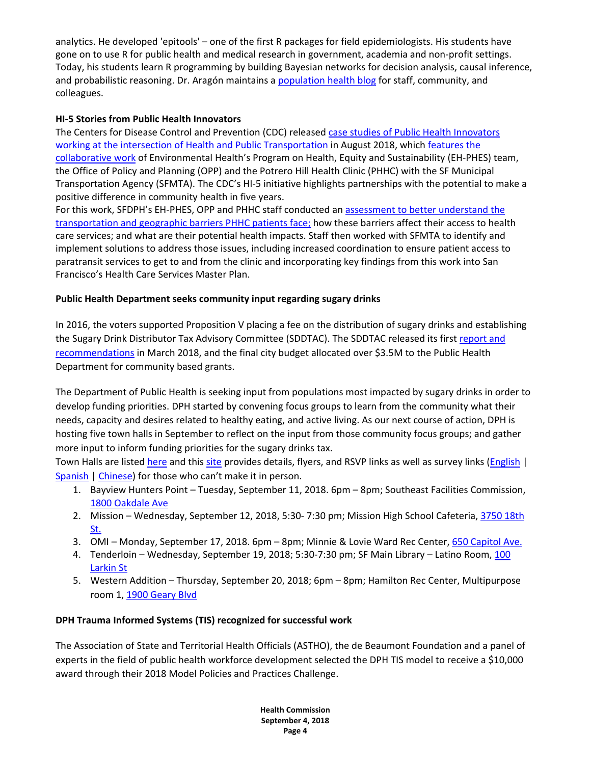analytics. He developed 'epitools' – one of the first R packages for field epidemiologists. His students have gone on to use R for public health and medical research in government, academia and non-profit settings. Today, his students learn R programming by building Bayesian networks for decision analysis, causal inference, and probabilistic reasoning. Dr. Aragón maintains a population health blog for staff, community, and colleagues.

**HI-5 Stories from Public Health Innovators**

The Centers for Disease Control and Prevention (CDC) released case studies of Public Health Innovators working at the intersection of Health and Public Transportation in August 2018, which features the collaborative work of Environmental Health's Program on Health, Equity and Sustainability (EH-PHES) team, the Office of Policy and Planning (OPP) and the Potrero Hill Health Clinic (PHHC) with the SF Municipal Transportation Agency (SFMTA). The CDC's HI-5 initiative highlights partnerships with the potential to make a positive difference in community health in five years.

For this work, SFDPH's EH-PHES, OPP and PHHC staff conducted an assessment to better understand the transportation and geographic barriers PHHC patients face; how these barriers affect their access to health care services; and what are their potential health impacts. Staff then worked with SFMTA to identify and implement solutions to address those issues, including increased coordination to ensure patient access to paratransit services to get to and from the clinic and incorporating key findings from this work into San Francisco's Health Care Services Master Plan.

**Public Health Department seeks community input regarding sugary drinks**

In 2016, the voters supported Proposition V placing a fee on the distribution of sugary drinks and establishing the Sugary Drink Distributor Tax Advisory Committee (SDDTAC). The SDDTAC released its first report and recommendations in March 2018, and the final city budget allocated over $3.5M to the Public Health Department for community based grants.

The Department of Public Health is seeking input from populations most impacted by sugary drinks in order to develop funding priorities. DPH started by convening focus groups to learn from the community what their needs, capacity and desires related to healthy eating, and active living. As our next course of action, DPH is hosting five town halls in September to reflect on the input from those community focus groups; and gather more input to inform funding priorities for the sugary drinks tax.

Town Halls are listed here and this site provides details, flyers, and RSVP links as well as survey links (English | Spanish | Chinese) for those who can't make it in person.

1. Bayview Hunters Point – Tuesday, September 11, 2018. 6pm – 8pm; Southeast Facilities Commission, 1800 Oakdale Ave
2. Mission – Wednesday, September 12, 2018, 5:30- 7:30 pm; Mission High School Cafeteria, 3750 18th St.
3. OMI – Monday, September 17, 2018. 6pm – 8pm; Minnie & Lovie Ward Rec Center, 650 Capitol Ave.
4. Tenderloin – Wednesday, September 19, 2018; 5:30-7:30 pm; SF Main Library – Latino Room, 100 Larkin St
5. Western Addition – Thursday, September 20, 2018; 6pm – 8pm; Hamilton Rec Center, Multipurpose room 1, 1900 Geary Blvd

**DPH Trauma Informed Systems (TIS) recognized for successful work**

The Association of State and Territorial Health Officials (ASTHO), the de Beaumont Foundation and a panel of experts in the field of public health workforce development selected the DPH TIS model to receive a $10,000 award through their 2018 Model Policies and Practices Challenge.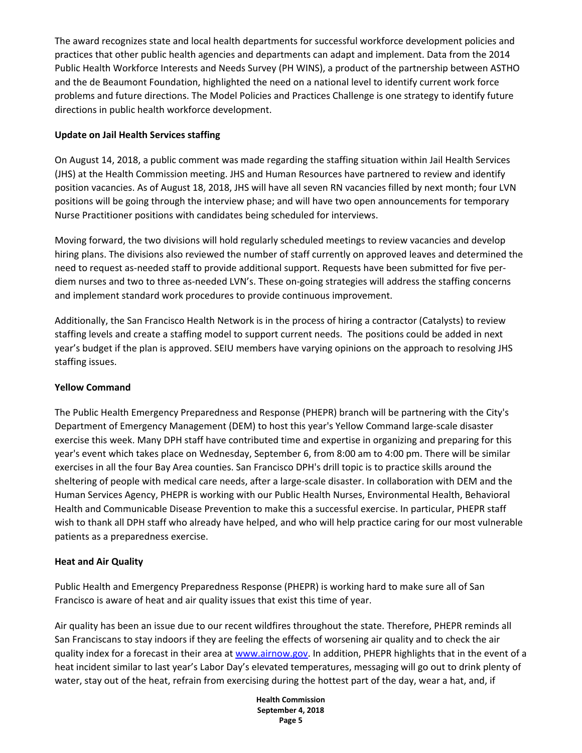The award recognizes state and local health departments for successful workforce development policies and practices that other public health agencies and departments can adapt and implement. Data from the 2014 Public Health Workforce Interests and Needs Survey (PH WINS), a product of the partnership between ASTHO and the de Beaumont Foundation, highlighted the need on a national level to identify current work force problems and future directions. The Model Policies and Practices Challenge is one strategy to identify future directions in public health workforce development.

**Update on Jail Health Services staffing**

On August 14, 2018, a public comment was made regarding the staffing situation within Jail Health Services (JHS) at the Health Commission meeting. JHS and Human Resources have partnered to review and identify position vacancies. As of August 18, 2018, JHS will have all seven RN vacancies filled by next month; four LVN positions will be going through the interview phase; and will have two open announcements for temporary Nurse Practitioner positions with candidates being scheduled for interviews.

Moving forward, the two divisions will hold regularly scheduled meetings to review vacancies and develop hiring plans. The divisions also reviewed the number of staff currently on approved leaves and determined the need to request as-needed staff to provide additional support. Requests have been submitted for five per-diem nurses and two to three as-needed LVN's. These on-going strategies will address the staffing concerns and implement standard work procedures to provide continuous improvement.

Additionally, the San Francisco Health Network is in the process of hiring a contractor (Catalysts) to review staffing levels and create a staffing model to support current needs. The positions could be added in next year's budget if the plan is approved. SEIU members have varying opinions on the approach to resolving JHS staffing issues.

**Yellow Command**

The Public Health Emergency Preparedness and Response (PHEPR) branch will be partnering with the City's Department of Emergency Management (DEM) to host this year's Yellow Command large-scale disaster exercise this week. Many DPH staff have contributed time and expertise in organizing and preparing for this year's event which takes place on Wednesday, September 6, from 8:00 am to 4:00 pm. There will be similar exercises in all the four Bay Area counties. San Francisco DPH's drill topic is to practice skills around the sheltering of people with medical care needs, after a large-scale disaster. In collaboration with DEM and the Human Services Agency, PHEPR is working with our Public Health Nurses, Environmental Health, Behavioral Health and Communicable Disease Prevention to make this a successful exercise. In particular, PHEPR staff wish to thank all DPH staff who already have helped, and who will help practice caring for our most vulnerable patients as a preparedness exercise.

**Heat and Air Quality**

Public Health and Emergency Preparedness Response (PHEPR) is working hard to make sure all of San Francisco is aware of heat and air quality issues that exist this time of year.

Air quality has been an issue due to our recent wildfires throughout the state. Therefore, PHEPR reminds all San Franciscans to stay indoors if they are feeling the effects of worsening air quality and to check the air quality index for a forecast in their area at [www.airnow.gov](http://www.airnow.gov). In addition, PHEPR highlights that in the event of a heat incident similar to last year's Labor Day's elevated temperatures, messaging will go out to drink plenty of water, stay out of the heat, refrain from exercising during the hottest part of the day, wear a hat, and, if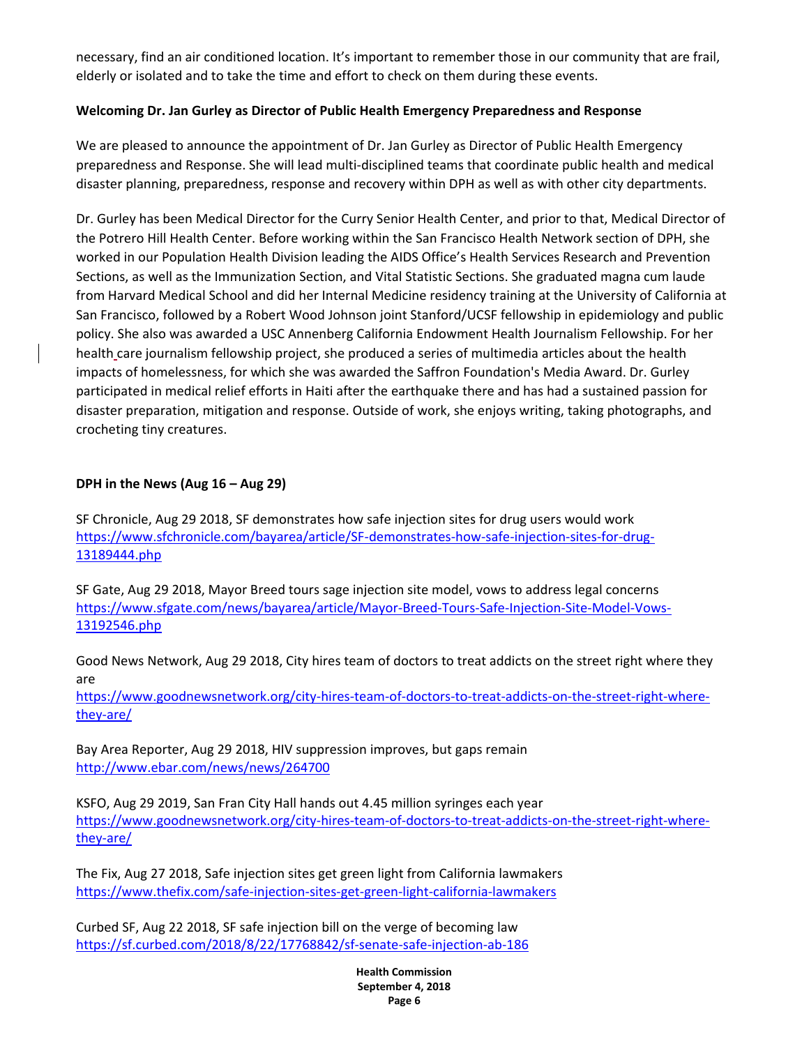necessary, find an air conditioned location. It's important to remember those in our community that are frail, elderly or isolated and to take the time and effort to check on them during these events.

**Welcoming Dr. Jan Gurley as Director of Public Health Emergency Preparedness and Response**

We are pleased to announce the appointment of Dr. Jan Gurley as Director of Public Health Emergency preparedness and Response. She will lead multi-disciplined teams that coordinate public health and medical disaster planning, preparedness, response and recovery within DPH as well as with other city departments.

Dr. Gurley has been Medical Director for the Curry Senior Health Center, and prior to that, Medical Director of the Potrero Hill Health Center. Before working within the San Francisco Health Network section of DPH, she worked in our Population Health Division leading the AIDS Office's Health Services Research and Prevention Sections, as well as the Immunization Section, and Vital Statistic Sections. She graduated magna cum laude from Harvard Medical School and did her Internal Medicine residency training at the University of California at San Francisco, followed by a Robert Wood Johnson joint Stanford/UCSF fellowship in epidemiology and public policy. She also was awarded a USC Annenberg California Endowment Health Journalism Fellowship. For her health care journalism fellowship project, she produced a series of multimedia articles about the health impacts of homelessness, for which she was awarded the Saffron Foundation's Media Award. Dr. Gurley participated in medical relief efforts in Haiti after the earthquake there and has had a sustained passion for disaster preparation, mitigation and response. Outside of work, she enjoys writing, taking photographs, and crocheting tiny creatures.

**DPH in the News (Aug 16 – Aug 29)**

SF Chronicle, Aug 29 2018, SF demonstrates how safe injection sites for drug users would work
https://www.sfchronicle.com/bayarea/article/SF-demonstrates-how-safe-injection-sites-for-drug-13189444.php

SF Gate, Aug 29 2018, Mayor Breed tours sage injection site model, vows to address legal concerns
https://www.sfgate.com/news/bayarea/article/Mayor-Breed-Tours-Safe-Injection-Site-Model-Vows-13192546.php

Good News Network, Aug 29 2018, City hires team of doctors to treat addicts on the street right where they are
https://www.goodnewsnetwork.org/city-hires-team-of-doctors-to-treat-addicts-on-the-street-right-where-they-are/

Bay Area Reporter, Aug 29 2018, HIV suppression improves, but gaps remain
http://www.ebar.com/news/news/264700

KSFO, Aug 29 2019, San Fran City Hall hands out 4.45 million syringes each year
https://www.goodnewsnetwork.org/city-hires-team-of-doctors-to-treat-addicts-on-the-street-right-where-they-are/

The Fix, Aug 27 2018, Safe injection sites get green light from California lawmakers
https://www.thefix.com/safe-injection-sites-get-green-light-california-lawmakers

Curbed SF, Aug 22 2018, SF safe injection bill on the verge of becoming law
https://sf.curbed.com/2018/8/22/17768842/sf-senate-safe-injection-ab-186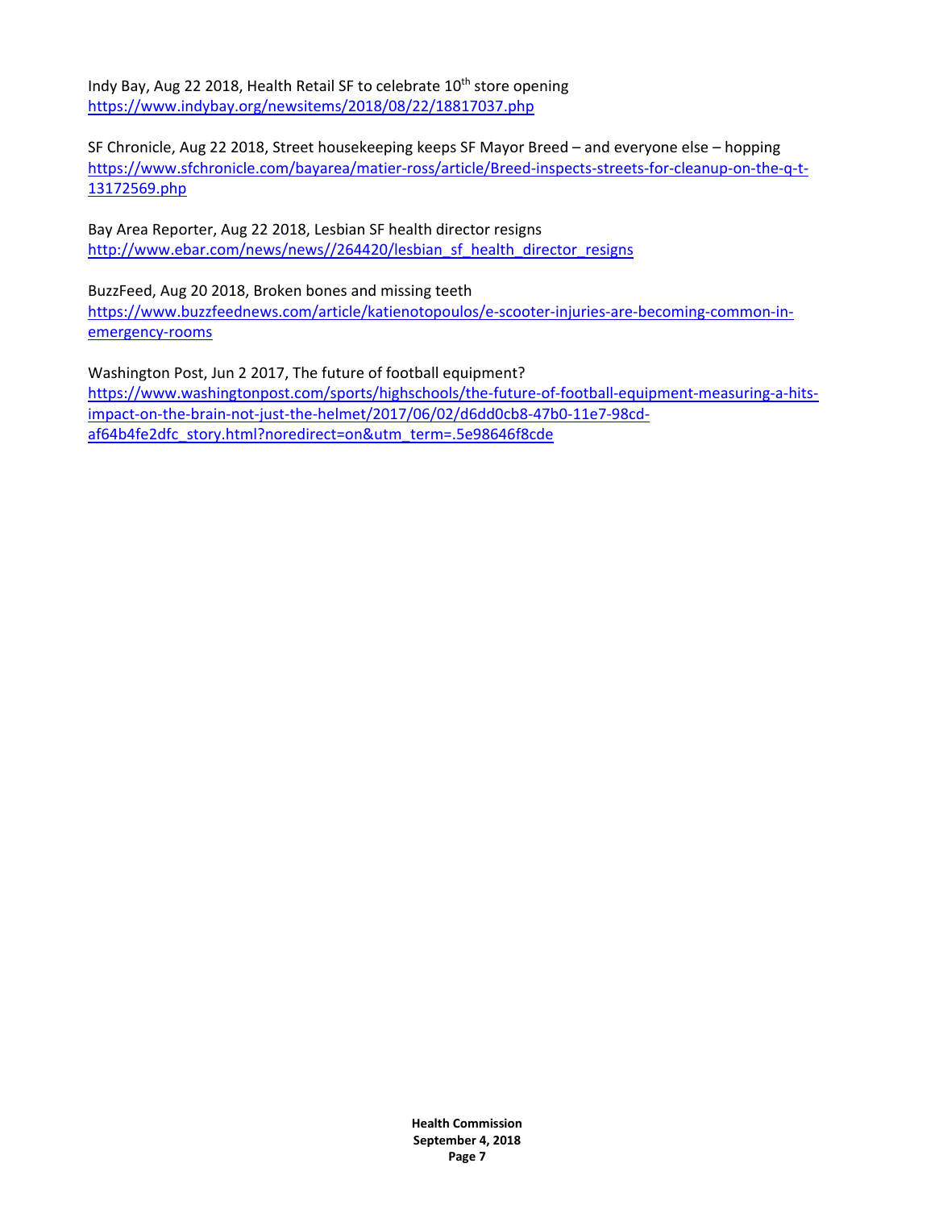Indy Bay, Aug 22 2018, Health Retail SF to celebrate 10th store opening
https://www.indybay.org/newsitems/2018/08/22/18817037.php

SF Chronicle, Aug 22 2018, Street housekeeping keeps SF Mayor Breed – and everyone else – hopping
https://www.sfchronicle.com/bayarea/matier-ross/article/Breed-inspects-streets-for-cleanup-on-the-q-t-13172569.php

Bay Area Reporter, Aug 22 2018, Lesbian SF health director resigns
http://www.ebar.com/news/news//264420/lesbian_sf_health_director_resigns

BuzzFeed, Aug 20 2018, Broken bones and missing teeth
https://www.buzzfeednews.com/article/katienotopoulos/e-scooter-injuries-are-becoming-common-in-emergency-rooms

Washington Post, Jun 2 2017, The future of football equipment?
https://www.washingtonpost.com/sports/highschools/the-future-of-football-equipment-measuring-a-hits-impact-on-the-brain-not-just-the-helmet/2017/06/02/d6dd0cb8-47b0-11e7-98cd-af64b4fe2dfc_story.html?noredirect=on&utm_term=.5e98646f8cde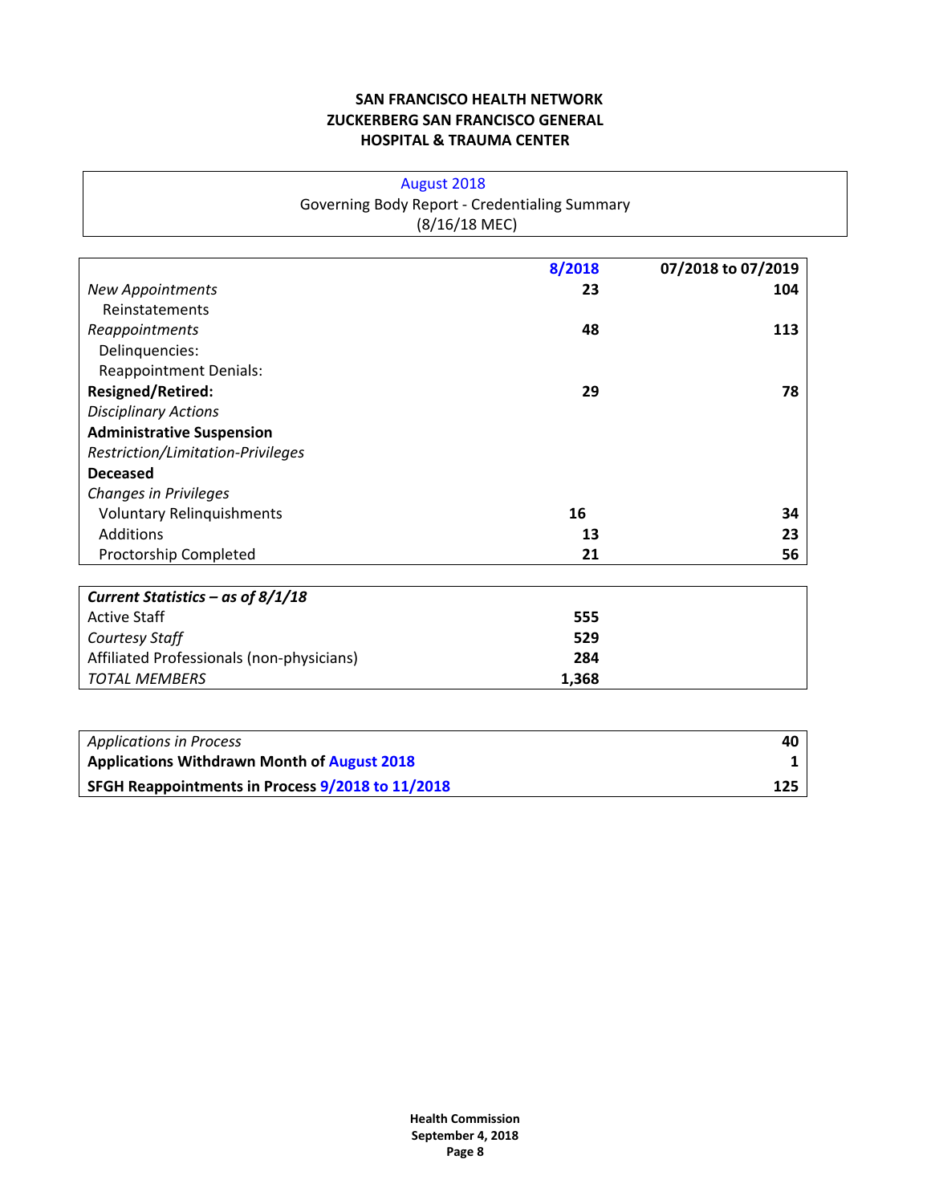**SAN FRANCISCO HEALTH NETWORK**
**ZUCKERBERG SAN FRANCISCO GENERAL**
**HOSPITAL & TRAUMA CENTER**

August 2018
Governing Body Report - Credentialing Summary
(8/16/18 MEC)

| | **8/2018** | **07/2018 to 07/2019** |
|---|---|---|
| *New Appointments* | **23** | **104** |
| Reinstatements | | |
| *Reappointments* | **48** | **113** |
| Delinquencies: | | |
| Reappointment Denials: | | |
| **Resigned/Retired:** | **29** | **78** |
| *Disciplinary Actions* | | |
| **Administrative Suspension** | | |
| *Restriction/Limitation-Privileges* | | |
| **Deceased** | | |
| *Changes in Privileges* | | |
| Voluntary Relinquishments | **16** | **34** |
| Additions | **13** | **23** |
| Proctorship Completed | **21** | **56** |

| ***Current Statistics – as of 8/1/18*** | |
|---|---|
| Active Staff | **555** |
| *Courtesy Staff* | **529** |
| Affiliated Professionals (non-physicians) | **284** |
| *TOTAL MEMBERS* | **1,368** |

| | |
|---|---|
| *Applications in Process* | **40** |
| **Applications Withdrawn Month of August 2018** | **1** |
| **SFGH Reappointments in Process 9/2018 to 11/2018** | **125** |

**Health Commission**
**September 4, 2018**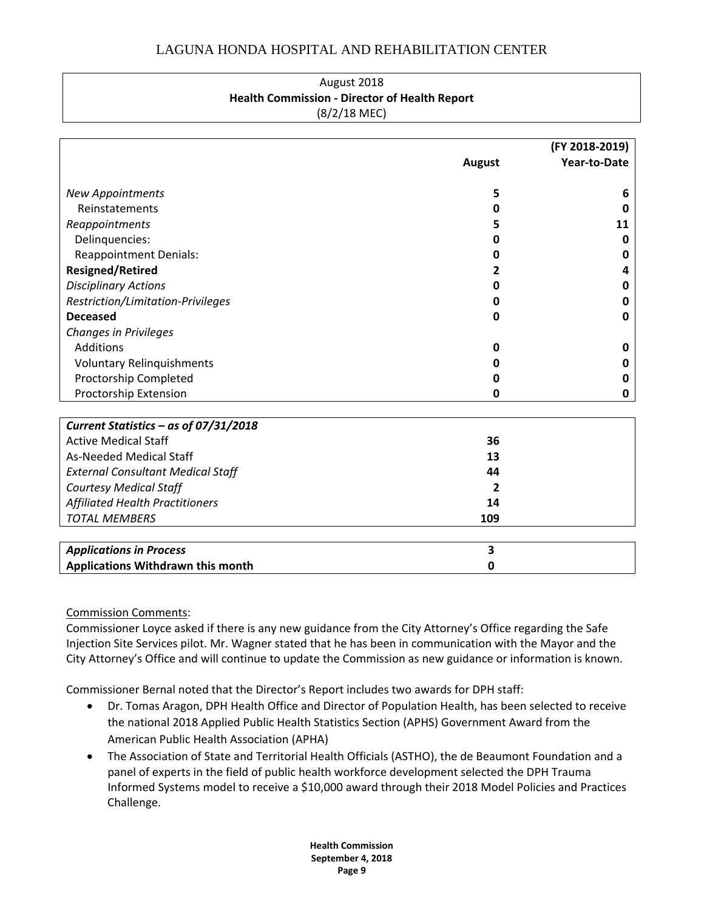LAGUNA HONDA HOSPITAL AND REHABILITATION CENTER

August 2018
**Health Commission - Director of Health Report**
(8/2/18 MEC)

| | August | (FY 2018-2019) Year-to-Date |
|---|---|---|
| *New Appointments* | **5** | **6** |
| Reinstatements | **0** | **0** |
| *Reappointments* | **5** | **11** |
| Delinquencies: | **0** | **0** |
| Reappointment Denials: | **0** | **0** |
| **Resigned/Retired** | **2** | **4** |
| *Disciplinary Actions* | **0** | **0** |
| *Restriction/Limitation-Privileges* | **0** | **0** |
| **Deceased** | **0** | **0** |
| *Changes in Privileges* | | |
| Additions | **0** | **0** |
| Voluntary Relinquishments | **0** | **0** |
| Proctorship Completed | **0** | **0** |
| Proctorship Extension | **0** | **0** |

| ***Current Statistics – as of 07/31/2018*** | |
|---|---|
| Active Medical Staff | **36** |
| As-Needed Medical Staff | **13** |
| *External Consultant Medical Staff* | **44** |
| *Courtesy Medical Staff* | **2** |
| *Affiliated Health Practitioners* | **14** |
| *TOTAL MEMBERS* | **109** |

| | |
|---|---|
| ***Applications in Process*** | **3** |
| **Applications Withdrawn this month** | **0** |

Commission Comments:
Commissioner Loyce asked if there is any new guidance from the City Attorney's Office regarding the Safe Injection Site Services pilot. Mr. Wagner stated that he has been in communication with the Mayor and the City Attorney's Office and will continue to update the Commission as new guidance or information is known.

Commissioner Bernal noted that the Director's Report includes two awards for DPH staff:

- Dr. Tomas Aragon, DPH Health Office and Director of Population Health, has been selected to receive the national 2018 Applied Public Health Statistics Section (APHS) Government Award from the American Public Health Association (APHA)
- The Association of State and Territorial Health Officials (ASTHO), the de Beaumont Foundation and a panel of experts in the field of public health workforce development selected the DPH Trauma Informed Systems model to receive a $10,000 award through their 2018 Model Policies and Practices Challenge.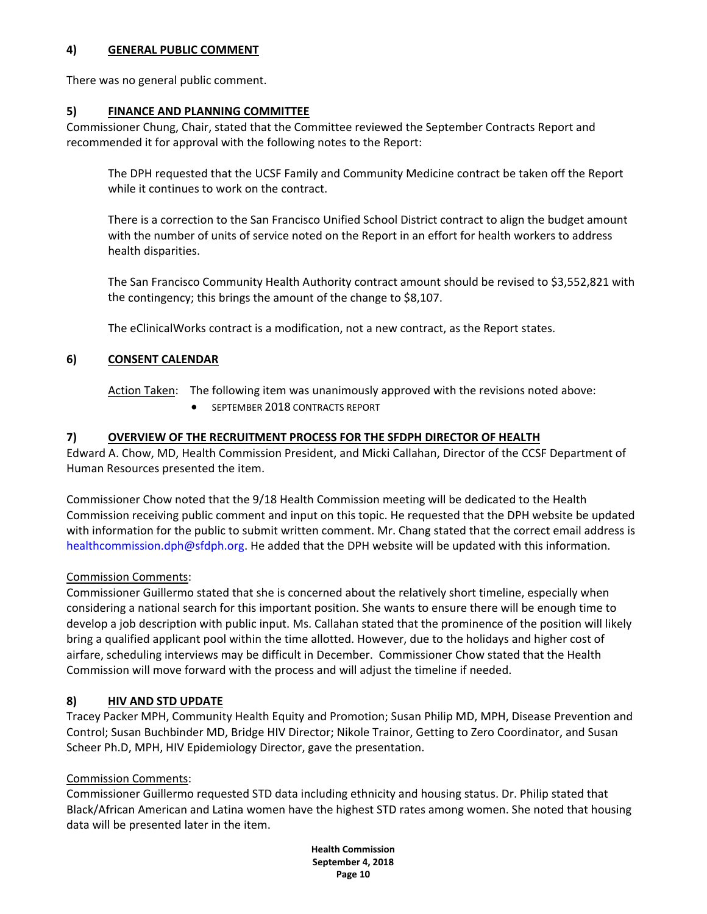## 4) GENERAL PUBLIC COMMENT

There was no general public comment.

## 5) FINANCE AND PLANNING COMMITTEE

Commissioner Chung, Chair, stated that the Committee reviewed the September Contracts Report and recommended it for approval with the following notes to the Report:

> The DPH requested that the UCSF Family and Community Medicine contract be taken off the Report while it continues to work on the contract.
>
> There is a correction to the San Francisco Unified School District contract to align the budget amount with the number of units of service noted on the Report in an effort for health workers to address health disparities.
>
> The San Francisco Community Health Authority contract amount should be revised to $3,552,821 with the contingency; this brings the amount of the change to $8,107.
>
> The eClinicalWorks contract is a modification, not a new contract, as the Report states.

## 6) CONSENT CALENDAR

Action Taken: The following item was unanimously approved with the revisions noted above:

- SEPTEMBER 2018 CONTRACTS REPORT

## 7) OVERVIEW OF THE RECRUITMENT PROCESS FOR THE SFDPH DIRECTOR OF HEALTH

Edward A. Chow, MD, Health Commission President, and Micki Callahan, Director of the CCSF Department of Human Resources presented the item.

Commissioner Chow noted that the 9/18 Health Commission meeting will be dedicated to the Health Commission receiving public comment and input on this topic. He requested that the DPH website be updated with information for the public to submit written comment. Mr. Chang stated that the correct email address is healthcommission.dph@sfdph.org. He added that the DPH website will be updated with this information.

Commission Comments:

Commissioner Guillermo stated that she is concerned about the relatively short timeline, especially when considering a national search for this important position. She wants to ensure there will be enough time to develop a job description with public input. Ms. Callahan stated that the prominence of the position will likely bring a qualified applicant pool within the time allotted. However, due to the holidays and higher cost of airfare, scheduling interviews may be difficult in December. Commissioner Chow stated that the Health Commission will move forward with the process and will adjust the timeline if needed.

## 8) HIV AND STD UPDATE

Tracey Packer MPH, Community Health Equity and Promotion; Susan Philip MD, MPH, Disease Prevention and Control; Susan Buchbinder MD, Bridge HIV Director; Nikole Trainor, Getting to Zero Coordinator, and Susan Scheer Ph.D, MPH, HIV Epidemiology Director, gave the presentation.

Commission Comments:

Commissioner Guillermo requested STD data including ethnicity and housing status. Dr. Philip stated that Black/African American and Latina women have the highest STD rates among women. She noted that housing data will be presented later in the item.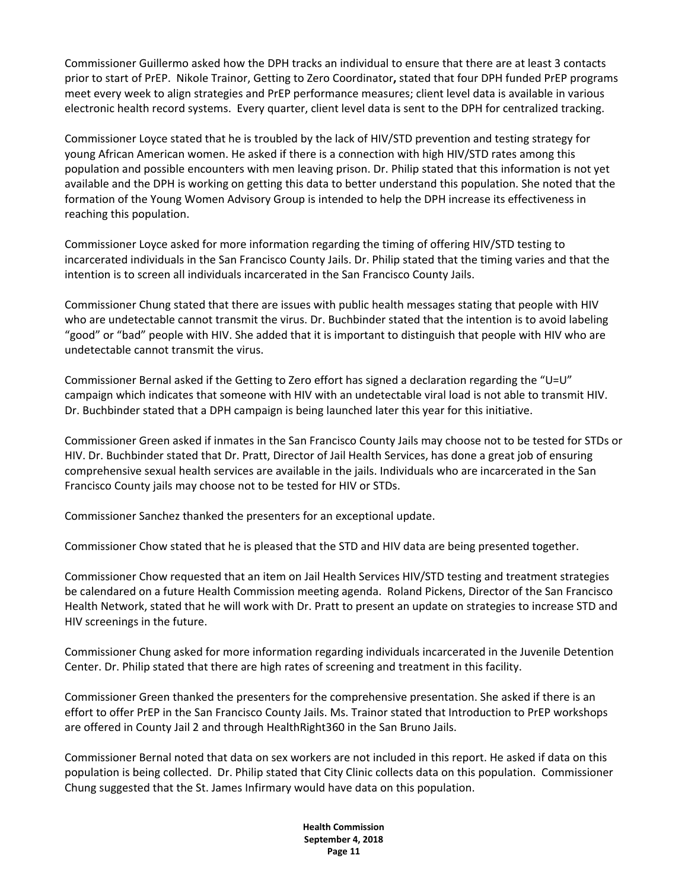Commissioner Guillermo asked how the DPH tracks an individual to ensure that there are at least 3 contacts prior to start of PrEP. Nikole Trainor, Getting to Zero Coordinator**,** stated that four DPH funded PrEP programs meet every week to align strategies and PrEP performance measures; client level data is available in various electronic health record systems. Every quarter, client level data is sent to the DPH for centralized tracking.

Commissioner Loyce stated that he is troubled by the lack of HIV/STD prevention and testing strategy for young African American women. He asked if there is a connection with high HIV/STD rates among this population and possible encounters with men leaving prison. Dr. Philip stated that this information is not yet available and the DPH is working on getting this data to better understand this population. She noted that the formation of the Young Women Advisory Group is intended to help the DPH increase its effectiveness in reaching this population.

Commissioner Loyce asked for more information regarding the timing of offering HIV/STD testing to incarcerated individuals in the San Francisco County Jails. Dr. Philip stated that the timing varies and that the intention is to screen all individuals incarcerated in the San Francisco County Jails.

Commissioner Chung stated that there are issues with public health messages stating that people with HIV who are undetectable cannot transmit the virus. Dr. Buchbinder stated that the intention is to avoid labeling "good" or "bad" people with HIV. She added that it is important to distinguish that people with HIV who are undetectable cannot transmit the virus.

Commissioner Bernal asked if the Getting to Zero effort has signed a declaration regarding the "U=U" campaign which indicates that someone with HIV with an undetectable viral load is not able to transmit HIV. Dr. Buchbinder stated that a DPH campaign is being launched later this year for this initiative.

Commissioner Green asked if inmates in the San Francisco County Jails may choose not to be tested for STDs or HIV. Dr. Buchbinder stated that Dr. Pratt, Director of Jail Health Services, has done a great job of ensuring comprehensive sexual health services are available in the jails. Individuals who are incarcerated in the San Francisco County jails may choose not to be tested for HIV or STDs.

Commissioner Sanchez thanked the presenters for an exceptional update.

Commissioner Chow stated that he is pleased that the STD and HIV data are being presented together.

Commissioner Chow requested that an item on Jail Health Services HIV/STD testing and treatment strategies be calendared on a future Health Commission meeting agenda. Roland Pickens, Director of the San Francisco Health Network, stated that he will work with Dr. Pratt to present an update on strategies to increase STD and HIV screenings in the future.

Commissioner Chung asked for more information regarding individuals incarcerated in the Juvenile Detention Center. Dr. Philip stated that there are high rates of screening and treatment in this facility.

Commissioner Green thanked the presenters for the comprehensive presentation. She asked if there is an effort to offer PrEP in the San Francisco County Jails. Ms. Trainor stated that Introduction to PrEP workshops are offered in County Jail 2 and through HealthRight360 in the San Bruno Jails.

Commissioner Bernal noted that data on sex workers are not included in this report. He asked if data on this population is being collected. Dr. Philip stated that City Clinic collects data on this population. Commissioner Chung suggested that the St. James Infirmary would have data on this population.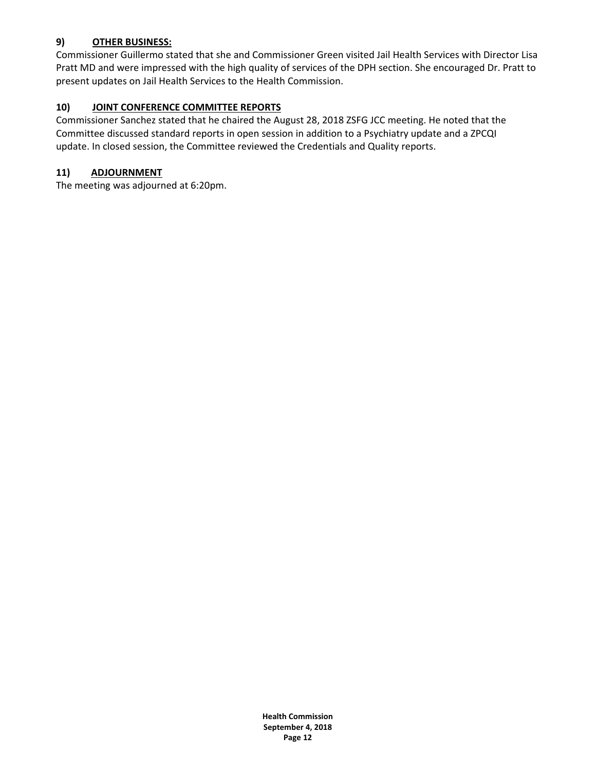## 9) <u>OTHER BUSINESS:</u>

Commissioner Guillermo stated that she and Commissioner Green visited Jail Health Services with Director Lisa Pratt MD and were impressed with the high quality of services of the DPH section. She encouraged Dr. Pratt to present updates on Jail Health Services to the Health Commission.

## 10) <u>JOINT CONFERENCE COMMITTEE REPORTS</u>

Commissioner Sanchez stated that he chaired the August 28, 2018 ZSFG JCC meeting. He noted that the Committee discussed standard reports in open session in addition to a Psychiatry update and a ZPCQI update. In closed session, the Committee reviewed the Credentials and Quality reports.

## 11) <u>ADJOURNMENT</u>

The meeting was adjourned at 6:20pm.